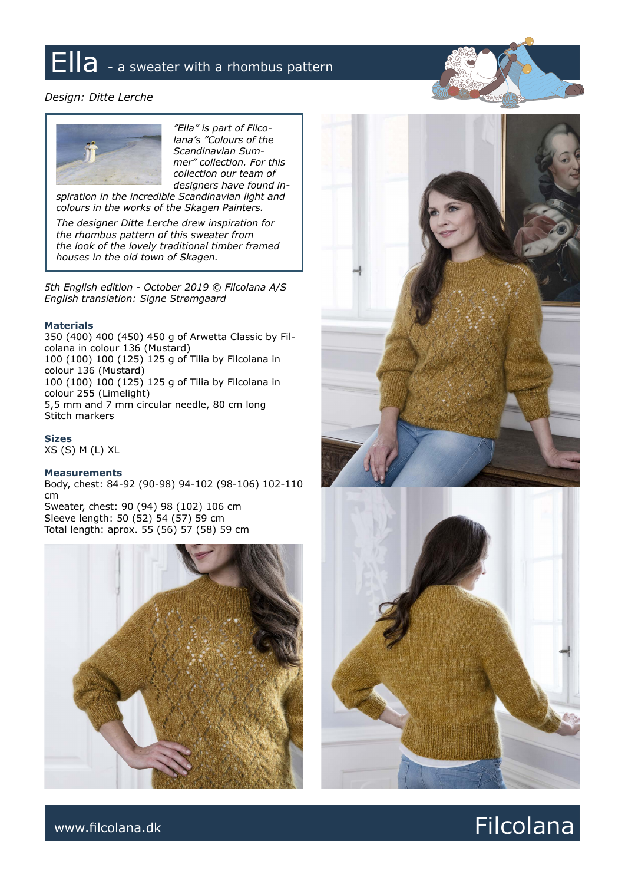# Ella - a sweater with a rhombus pattern

*Design: Ditte Lerche*

*"Ella" is part of Filcolana's "Colours of the Scandinavian Summer" collection. For this collection our team of designers have found inspiration in the incredible Scandinavian light and colours in the works of the Skagen Painters.*

*The designer Ditte Lerche drew inspiration for the rhombus pattern of this sweater from the look of the lovely traditional timber framed houses in the old town of Skagen.*

*5th English edition - October 2019 © Filcolana A/S*
*English translation: Signe Strømgaard*

### Materials

350 (400) 400 (450) 450 g of Arwetta Classic by Filcolana in colour 136 (Mustard)
100 (100) 100 (125) 125 g of Tilia by Filcolana in colour 136 (Mustard)
100 (100) 100 (125) 125 g of Tilia by Filcolana in colour 255 (Limelight)
5,5 mm and 7 mm circular needle, 80 cm long
Stitch markers

### Sizes

XS (S) M (L) XL

### Measurements

Body, chest: 84-92 (90-98) 94-102 (98-106) 102-110 cm
Sweater, chest: 90 (94) 98 (102) 106 cm
Sleeve length: 50 (52) 54 (57) 59 cm
Total length: aprox. 55 (56) 57 (58) 59 cm

www.filcolana.dk

Filcolana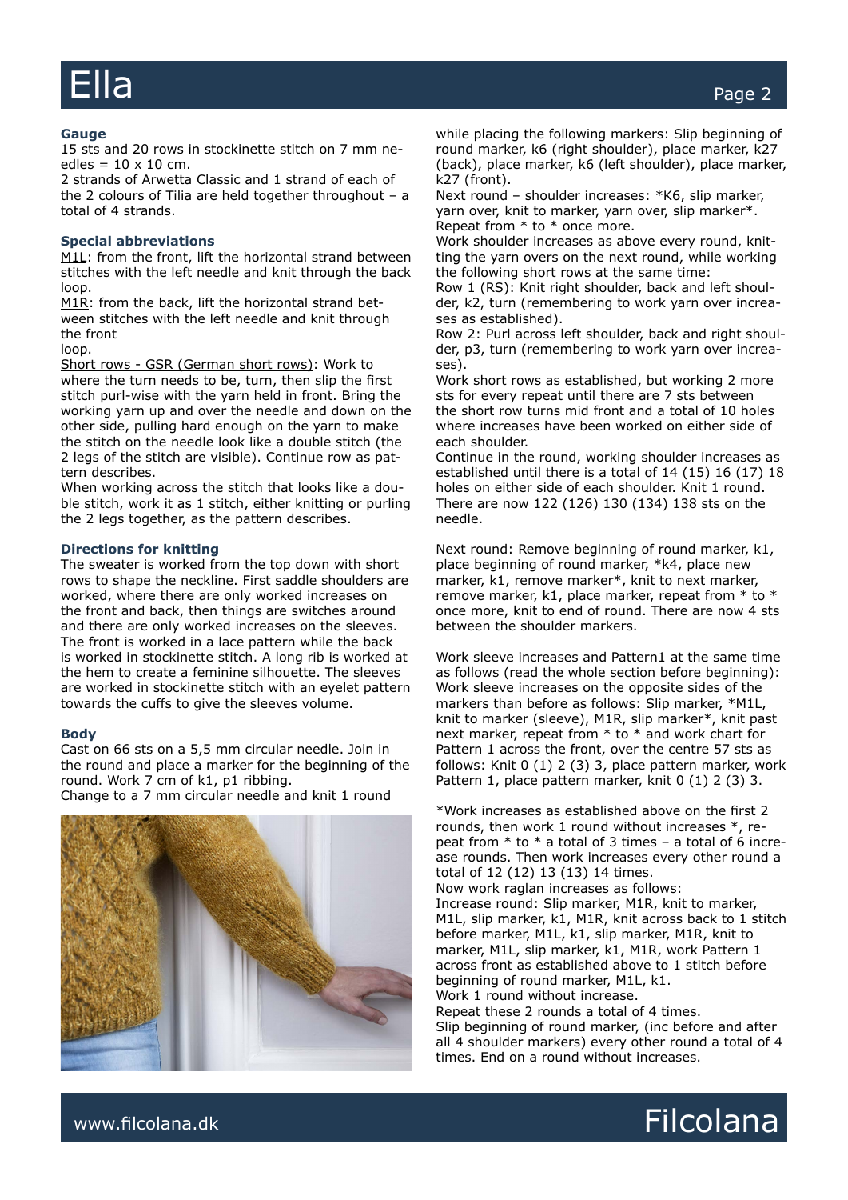### Gauge

15 sts and 20 rows in stockinette stitch on 7 mm needles = 10 x 10 cm.

2 strands of Arwetta Classic and 1 strand of each of the 2 colours of Tilia are held together throughout – a total of 4 strands.

### Special abbreviations

M1L: from the front, lift the horizontal strand between stitches with the left needle and knit through the back loop.

M1R: from the back, lift the horizontal strand between stitches with the left needle and knit through the front loop.

Short rows - GSR (German short rows): Work to where the turn needs to be, turn, then slip the first stitch purl-wise with the yarn held in front. Bring the working yarn up and over the needle and down on the other side, pulling hard enough on the yarn to make the stitch on the needle look like a double stitch (the 2 legs of the stitch are visible). Continue row as pattern describes.

When working across the stitch that looks like a double stitch, work it as 1 stitch, either knitting or purling the 2 legs together, as the pattern describes.

### Directions for knitting

The sweater is worked from the top down with short rows to shape the neckline. First saddle shoulders are worked, where there are only worked increases on the front and back, then things are switches around and there are only worked increases on the sleeves. The front is worked in a lace pattern while the back is worked in stockinette stitch. A long rib is worked at the hem to create a feminine silhouette. The sleeves are worked in stockinette stitch with an eyelet pattern towards the cuffs to give the sleeves volume.

### Body

Cast on 66 sts on a 5,5 mm circular needle. Join in the round and place a marker for the beginning of the round. Work 7 cm of k1, p1 ribbing.

Change to a 7 mm circular needle and knit 1 round while placing the following markers: Slip beginning of round marker, k6 (right shoulder), place marker, k27 (back), place marker, k6 (left shoulder), place marker, k27 (front).

Next round – shoulder increases: *K6, slip marker, yarn over, knit to marker, yarn over, slip marker*. Repeat from * to * once more.

Work shoulder increases as above every round, knitting the yarn overs on the next round, while working the following short rows at the same time:

Row 1 (RS): Knit right shoulder, back and left shoulder, k2, turn (remembering to work yarn over increases as established).

Row 2: Purl across left shoulder, back and right shoulder, p3, turn (remembering to work yarn over increases).

Work short rows as established, but working 2 more sts for every repeat until there are 7 sts between the short row turns mid front and a total of 10 holes where increases have been worked on either side of each shoulder.

Continue in the round, working shoulder increases as established until there is a total of 14 (15) 16 (17) 18 holes on either side of each shoulder. Knit 1 round. There are now 122 (126) 130 (134) 138 sts on the needle.

Next round: Remove beginning of round marker, k1, place beginning of round marker, *k4, place new marker, k1, remove marker*, knit to next marker, remove marker, k1, place marker, repeat from * to * once more, knit to end of round. There are now 4 sts between the shoulder markers.

Work sleeve increases and Pattern1 at the same time as follows (read the whole section before beginning): Work sleeve increases on the opposite sides of the markers than before as follows: Slip marker, *M1L, knit to marker (sleeve), M1R, slip marker*, knit past next marker, repeat from * to * and work chart for Pattern 1 across the front, over the centre 57 sts as follows: Knit 0 (1) 2 (3) 3, place pattern marker, work Pattern 1, place pattern marker, knit 0 (1) 2 (3) 3.

*Work increases as established above on the first 2 rounds, then work 1 round without increases *, repeat from * to * a total of 3 times – a total of 6 increase rounds. Then work increases every other round a total of 12 (12) 13 (13) 14 times.

Now work raglan increases as follows:

Increase round: Slip marker, M1R, knit to marker, M1L, slip marker, k1, M1R, knit across back to 1 stitch before marker, M1L, k1, slip marker, M1R, knit to marker, M1L, slip marker, k1, M1R, work Pattern 1 across front as established above to 1 stitch before beginning of round marker, M1L, k1.

Work 1 round without increase.

Repeat these 2 rounds a total of 4 times.

Slip beginning of round marker, (inc before and after all 4 shoulder markers) every other round a total of 4 times. End on a round without increases.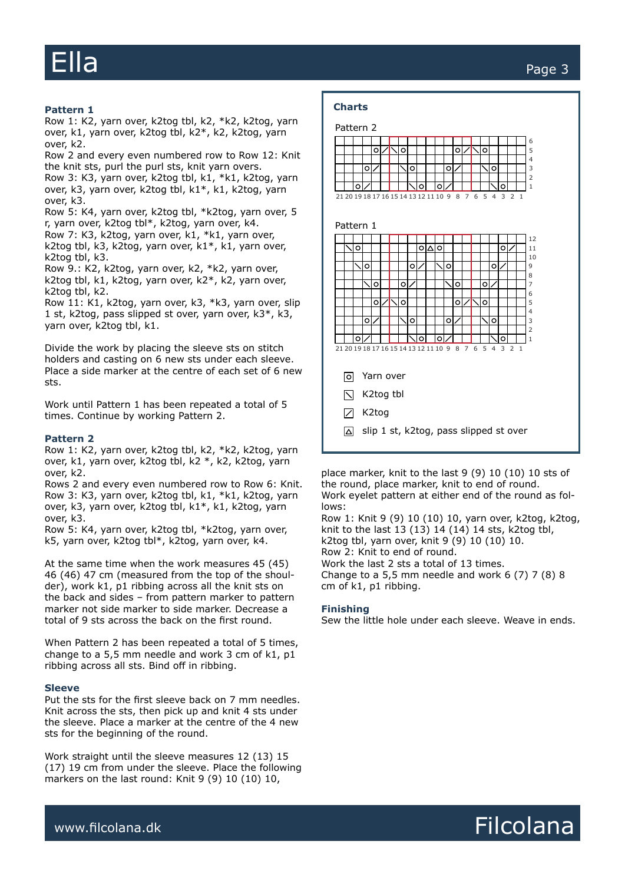### Pattern 1

Row 1: K2, yarn over, k2tog tbl, k2, *k2, k2tog, yarn over, k1, yarn over, k2tog tbl, k2*, k2, k2tog, yarn over, k2.

Row 2 and every even numbered row to Row 12: Knit the knit sts, purl the purl sts, knit yarn overs.

Row 3: K3, yarn over, k2tog tbl, k1, *k1, k2tog, yarn over, k3, yarn over, k2tog tbl, k1*, k1, k2tog, yarn over, k3.

Row 5: K4, yarn over, k2tog tbl, *k2tog, yarn over, 5 r, yarn over, k2tog tbl*, k2tog, yarn over, k4.

Row 7: K3, k2tog, yarn over, k1, *k1, yarn over, k2tog tbl, k3, k2tog, yarn over, k1*, k1, yarn over, k2tog tbl, k3.

Row 9.: K2, k2tog, yarn over, k2, *k2, yarn over, k2tog tbl, k1, k2tog, yarn over, k2*, k2, yarn over, k2tog tbl, k2.

Row 11: K1, k2tog, yarn over, k3, *k3, yarn over, slip 1 st, k2tog, pass slipped st over, yarn over, k3*, k3, yarn over, k2tog tbl, k1.

Divide the work by placing the sleeve sts on stitch holders and casting on 6 new sts under each sleeve. Place a side marker at the centre of each set of 6 new sts.

Work until Pattern 1 has been repeated a total of 5 times. Continue by working Pattern 2.

### Pattern 2

Row 1: K2, yarn over, k2tog tbl, k2, *k2, k2tog, yarn over, k1, yarn over, k2tog tbl, k2 *, k2, k2tog, yarn over, k2.

Rows 2 and every even numbered row to Row 6: Knit.

Row 3: K3, yarn over, k2tog tbl, k1, *k1, k2tog, yarn over, k3, yarn over, k2tog tbl, k1*, k1, k2tog, yarn over, k3.

Row 5: K4, yarn over, k2tog tbl, *k2tog, yarn over, k5, yarn over, k2tog tbl*, k2tog, yarn over, k4.

At the same time when the work measures 45 (45) 46 (46) 47 cm (measured from the top of the shoulder), work k1, p1 ribbing across all the knit sts on the back and sides – from pattern marker to pattern marker not side marker to side marker. Decrease a total of 9 sts across the back on the first round.

When Pattern 2 has been repeated a total of 5 times, change to a 5,5 mm needle and work 3 cm of k1, p1 ribbing across all sts. Bind off in ribbing.

### Sleeve

Put the sts for the first sleeve back on 7 mm needles. Knit across the sts, then pick up and knit 4 sts under the sleeve. Place a marker at the centre of the 4 new sts for the beginning of the round.

Work straight until the sleeve measures 12 (13) 15 (17) 19 cm from under the sleeve. Place the following markers on the last round: Knit 9 (9) 10 (10) 10, place marker, knit to the last 9 (9) 10 (10) 10 sts of the round, place marker, knit to end of round.

Work eyelet pattern at either end of the round as follows:

Row 1: Knit 9 (9) 10 (10) 10, yarn over, k2tog, k2tog, knit to the last 13 (13) 14 (14) 14 sts, k2tog tbl, k2tog tbl, yarn over, knit 9 (9) 10 (10) 10.

Row 2: Knit to end of round.

Work the last 2 sts a total of 13 times.

Change to a 5,5 mm needle and work 6 (7) 7 (8) 8 cm of k1, p1 ribbing.

### Charts

Pattern 2

6
5
4
3
2
1
21 20 19 18 17 16 15 14 13 12 11 10 9 8 7 6 5 4 3 2 1

Pattern 1

12
11
10
9
8
7
6
5
4
3
2
1
21 20 19 18 17 16 15 14 13 12 11 10 9 8 7 6 5 4 3 2 1

- Yarn over
- K2tog tbl
- K2tog
- slip 1 st, k2tog, pass slipped st over

### Finishing

Sew the little hole under each sleeve. Weave in ends.